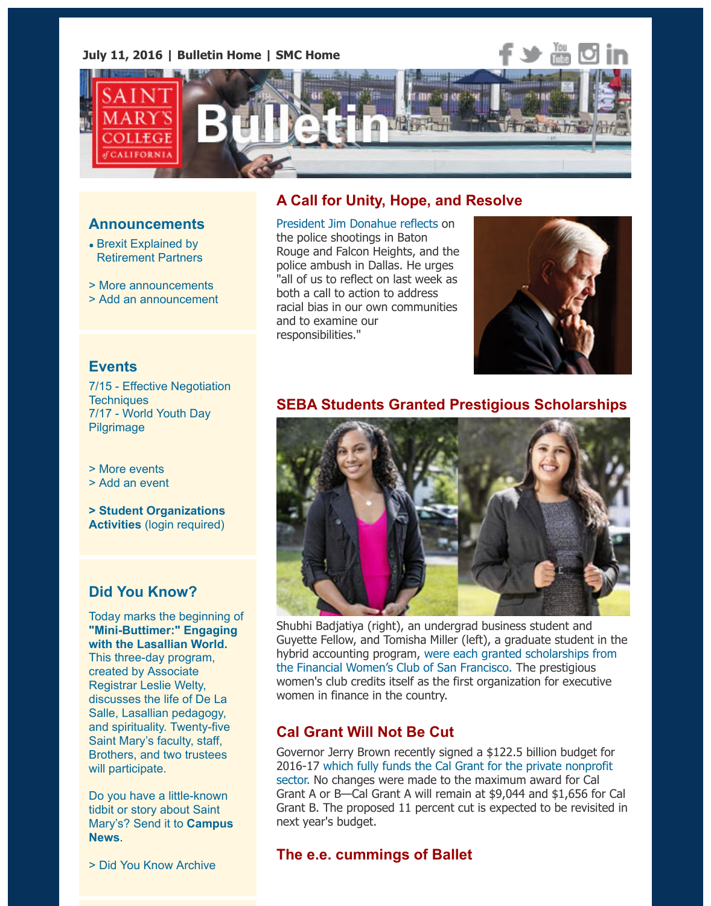July 11, 2016 | Bulletin Home | SMC Home

# Saint Mary's College of California Bulletin

## A Call for Unity, Hope, and Resolve

President Jim Donahue reflects on the police shootings in Baton Rouge and Falcon Heights, and the police ambush in Dallas. He urges "all of us to reflect on last week as both a call to action to address racial bias in our own communities and to examine our responsibilities."

## SEBA Students Granted Prestigious Scholarships

Shubhi Badjatiya (right), an undergrad business student and Guyette Fellow, and Tomisha Miller (left), a graduate student in the hybrid accounting program, were each granted scholarships from the Financial Women's Club of San Francisco. The prestigious women's club credits itself as the first organization for executive women in finance in the country.

## Cal Grant Will Not Be Cut

Governor Jerry Brown recently signed a $122.5 billion budget for 2016-17 which fully funds the Cal Grant for the private nonprofit sector. No changes were made to the maximum award for Cal Grant A or B—Cal Grant A will remain at $9,044 and $1,656 for Cal Grant B. The proposed 11 percent cut is expected to be revisited in next year's budget.

## The e.e. cummings of Ballet

## Announcements

- Brexit Explained by Retirement Partners

> More announcements
> Add an announcement

## Events

7/15 - Effective Negotiation Techniques
7/17 - World Youth Day Pilgrimage

> More events
> Add an event

**> Student Organizations Activities** (login required)

## Did You Know?

Today marks the beginning of **"Mini-Buttimer:" Engaging with the Lasallian World.** This three-day program, created by Associate Registrar Leslie Welty, discusses the life of De La Salle, Lasallian pedagogy, and spirituality. Twenty-five Saint Mary's faculty, staff, Brothers, and two trustees will participate.

Do you have a little-known tidbit or story about Saint Mary's? Send it to **Campus News**.

> Did You Know Archive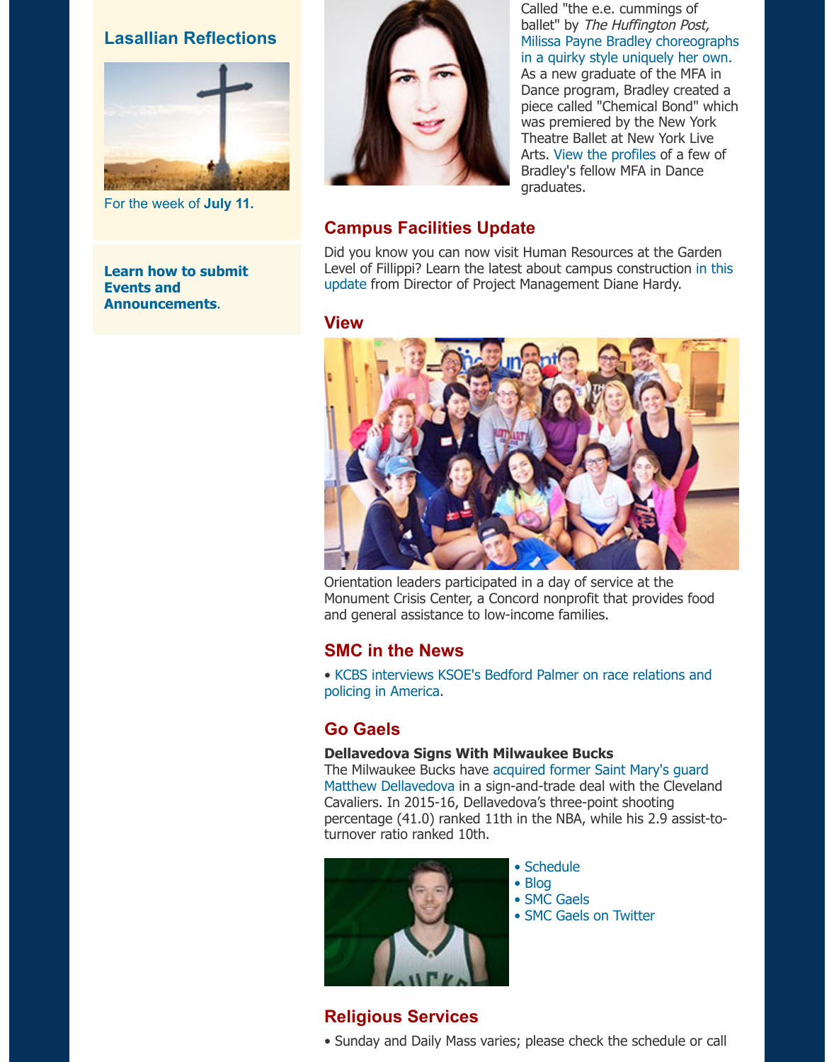## Lasallian Reflections

For the week of **July 11**.

**Learn how to submit Events and Announcements**.

Called "the e.e. cummings of ballet" by *The Huffington Post,* Milissa Payne Bradley choreographs in a quirky style uniquely her own. As a new graduate of the MFA in Dance program, Bradley created a piece called "Chemical Bond" which was premiered by the New York Theatre Ballet at New York Live Arts. View the profiles of a few of Bradley's fellow MFA in Dance graduates.

## Campus Facilities Update

Did you know you can now visit Human Resources at the Garden Level of Fillippi? Learn the latest about campus construction in this update from Director of Project Management Diane Hardy.

## View

Orientation leaders participated in a day of service at the Monument Crisis Center, a Concord nonprofit that provides food and general assistance to low-income families.

## SMC in the News

• KCBS interviews KSOE's Bedford Palmer on race relations and policing in America.

## Go Gaels

**Dellavedova Signs With Milwaukee Bucks**

The Milwaukee Bucks have acquired former Saint Mary's guard Matthew Dellavedova in a sign-and-trade deal with the Cleveland Cavaliers. In 2015-16, Dellavedova's three-point shooting percentage (41.0) ranked 11th in the NBA, while his 2.9 assist-to-turnover ratio ranked 10th.

• Schedule
• Blog
• SMC Gaels
• SMC Gaels on Twitter

## Religious Services

• Sunday and Daily Mass varies; please check the schedule or call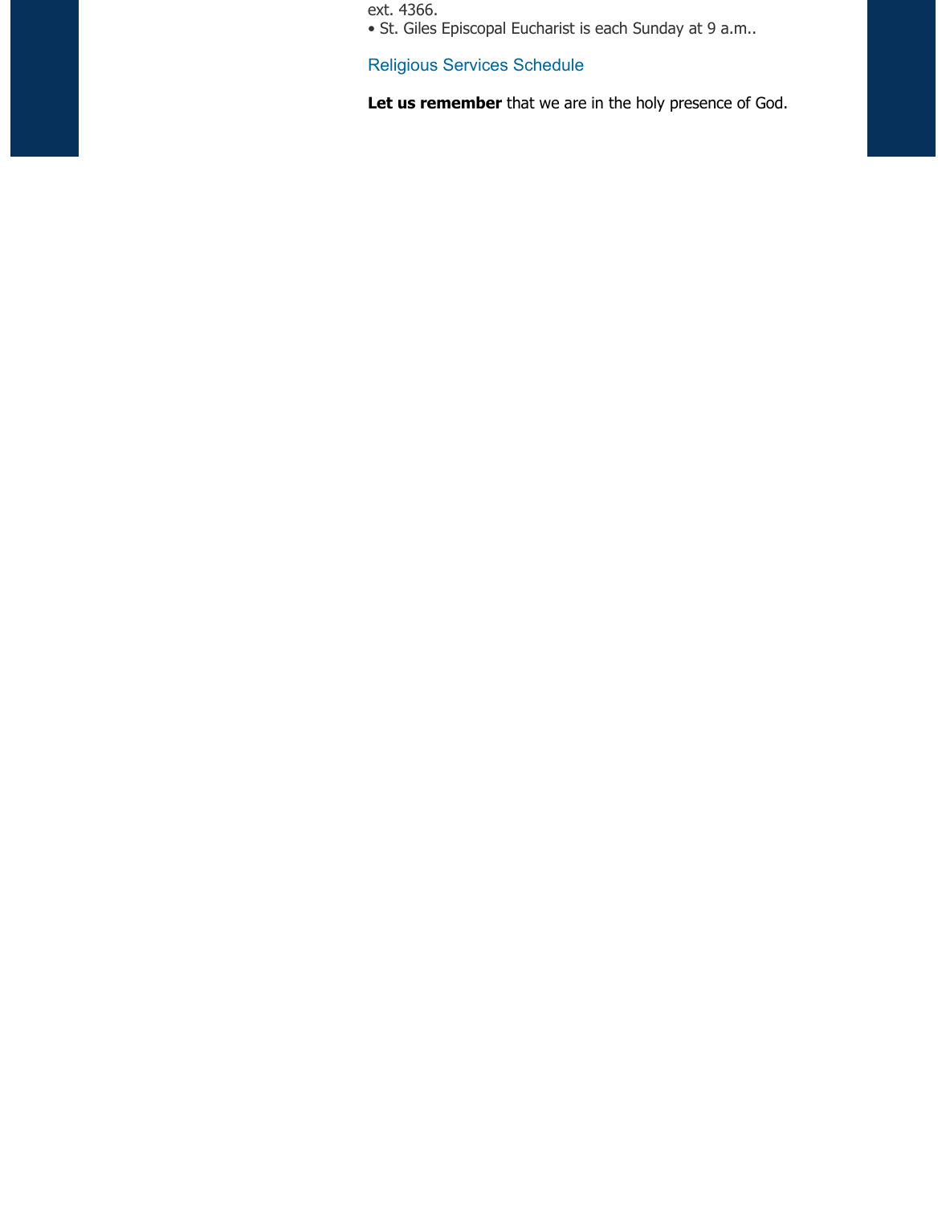ext. 4366.
• St. Giles Episcopal Eucharist is each Sunday at 9 a.m..

Religious Services Schedule

**Let us remember** that we are in the holy presence of God.